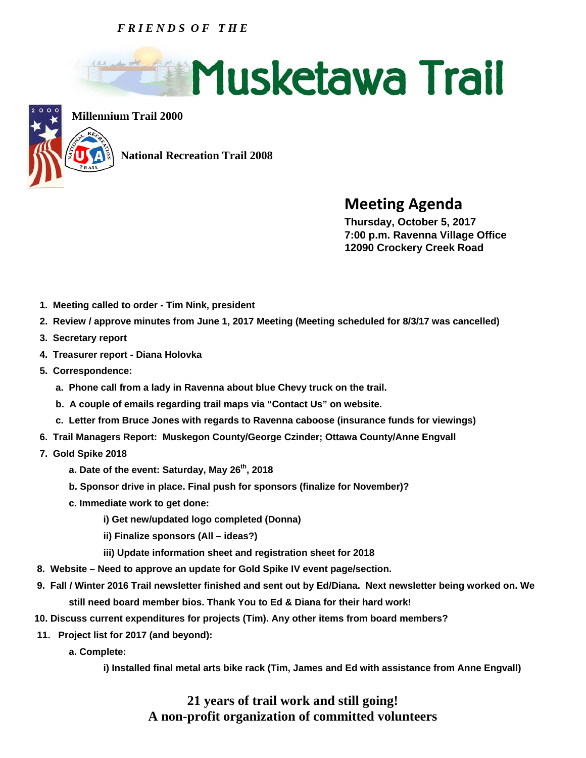*FRIENDS OF THE*

# Musketawa Trail

**Millennium Trail 2000**

**National Recreation Trail 2008**

## Meeting Agenda

**Thursday, October 5, 2017**
**7:00 p.m. Ravenna Village Office**
**12090 Crockery Creek Road**

1. **Meeting called to order - Tim Nink, president**
2. **Review / approve minutes from June 1, 2017 Meeting (Meeting scheduled for 8/3/17 was cancelled)**
3. **Secretary report**
4. **Treasurer report - Diana Holovka**
5. **Correspondence:**
   a. **Phone call from a lady in Ravenna about blue Chevy truck on the trail.**
   b. **A couple of emails regarding trail maps via "Contact Us" on website.**
   c. **Letter from Bruce Jones with regards to Ravenna caboose (insurance funds for viewings)**
6. **Trail Managers Report: Muskegon County/George Czinder; Ottawa County/Anne Engvall**
7. **Gold Spike 2018**
   a. **Date of the event: Saturday, May 26th, 2018**
   b. **Sponsor drive in place. Final push for sponsors (finalize for November)?**
   c. **Immediate work to get done:**
      i) **Get new/updated logo completed (Donna)**
      ii) **Finalize sponsors (All – ideas?)**
      iii) **Update information sheet and registration sheet for 2018**
8. **Website – Need to approve an update for Gold Spike IV event page/section.**
9. **Fall / Winter 2016 Trail newsletter finished and sent out by Ed/Diana. Next newsletter being worked on. We still need board member bios. Thank You to Ed & Diana for their hard work!**
10. **Discuss current expenditures for projects (Tim). Any other items from board members?**
11. **Project list for 2017 (and beyond):**
    a. **Complete:**
       i) **Installed final metal arts bike rack (Tim, James and Ed with assistance from Anne Engvall)**

**21 years of trail work and still going!**
**A non-profit organization of committed volunteers**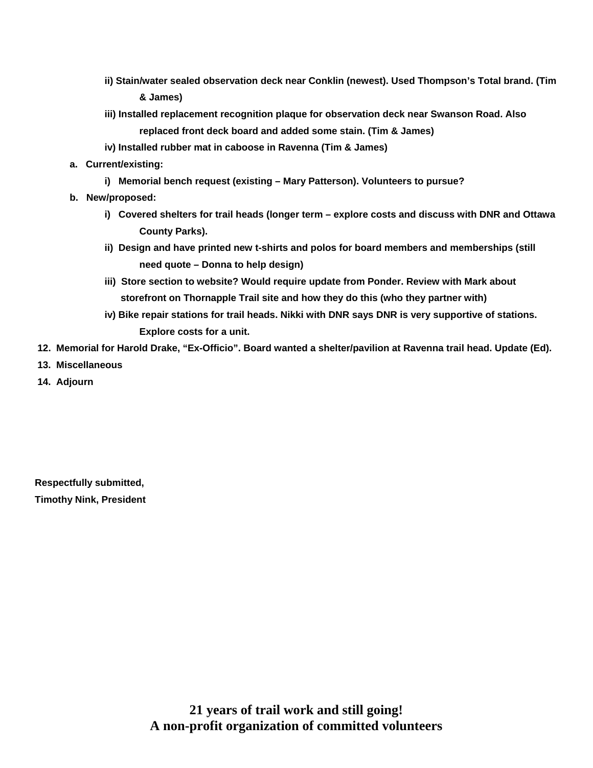- ii) Stain/water sealed observation deck near Conklin (newest). Used Thompson's Total brand. (Tim & James)
   - iii) Installed replacement recognition plaque for observation deck near Swanson Road. Also replaced front deck board and added some stain. (Tim & James)
   - iv) Installed rubber mat in caboose in Ravenna (Tim & James)

a. **Current/existing:**
   - i) Memorial bench request (existing – Mary Patterson). Volunteers to pursue?

b. **New/proposed:**
   - i) Covered shelters for trail heads (longer term – explore costs and discuss with DNR and Ottawa County Parks).
   - ii) Design and have printed new t-shirts and polos for board members and memberships (still need quote – Donna to help design)
   - iii) Store section to website? Would require update from Ponder. Review with Mark about storefront on Thornapple Trail site and how they do this (who they partner with)
   - iv) Bike repair stations for trail heads. Nikki with DNR says DNR is very supportive of stations. Explore costs for a unit.

12. **Memorial for Harold Drake, "Ex-Officio". Board wanted a shelter/pavilion at Ravenna trail head. Update (Ed).**
13. **Miscellaneous**
14. **Adjourn**

**Respectfully submitted,**
**Timothy Nink, President**

**21 years of trail work and still going!**
**A non-profit organization of committed volunteers**